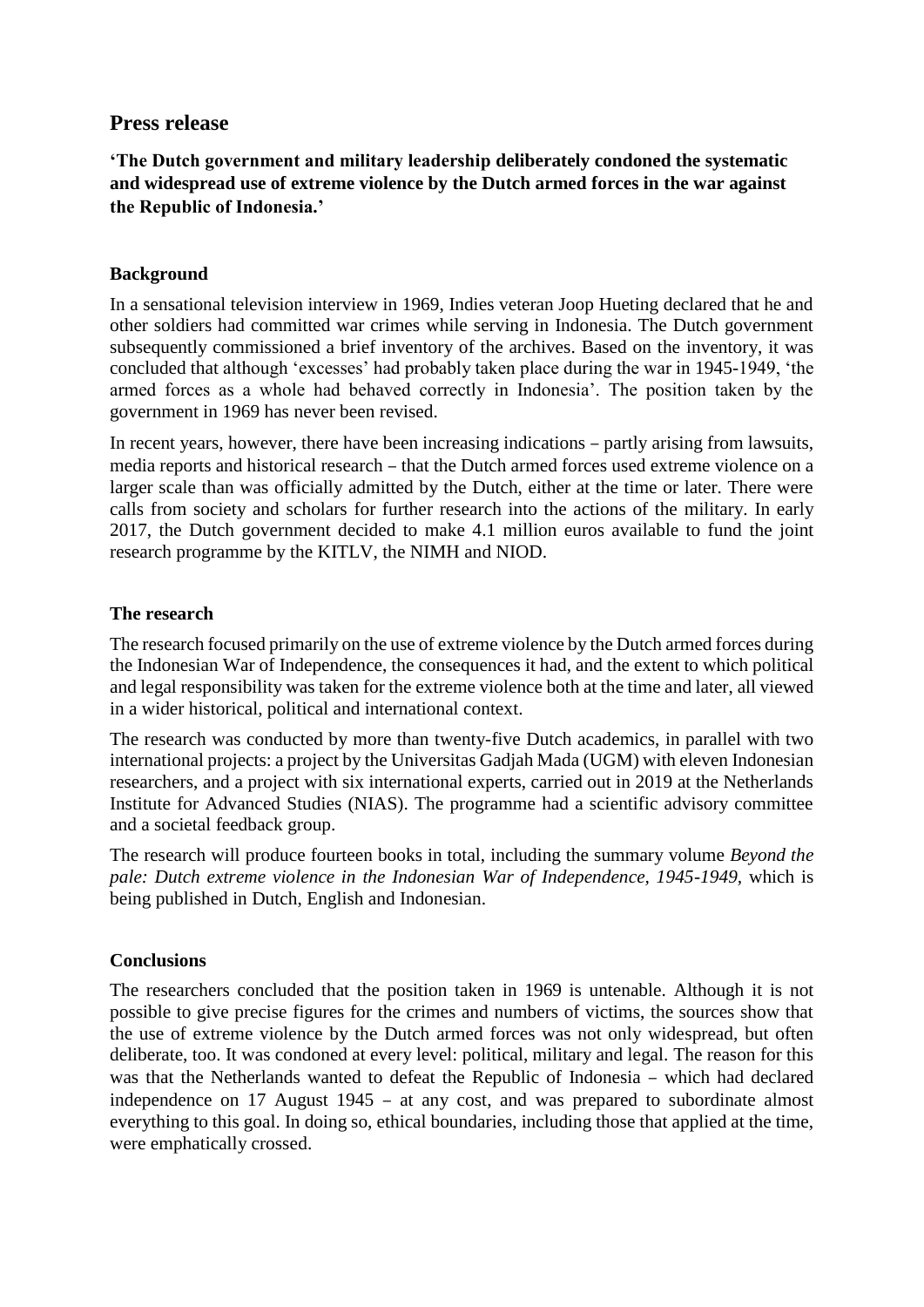# Press release

**'The Dutch government and military leadership deliberately condoned the systematic and widespread use of extreme violence by the Dutch armed forces in the war against the Republic of Indonesia.'**

## Background

In a sensational television interview in 1969, Indies veteran Joop Hueting declared that he and other soldiers had committed war crimes while serving in Indonesia. The Dutch government subsequently commissioned a brief inventory of the archives. Based on the inventory, it was concluded that although 'excesses' had probably taken place during the war in 1945-1949, 'the armed forces as a whole had behaved correctly in Indonesia'. The position taken by the government in 1969 has never been revised.

In recent years, however, there have been increasing indications – partly arising from lawsuits, media reports and historical research – that the Dutch armed forces used extreme violence on a larger scale than was officially admitted by the Dutch, either at the time or later. There were calls from society and scholars for further research into the actions of the military. In early 2017, the Dutch government decided to make 4.1 million euros available to fund the joint research programme by the KITLV, the NIMH and NIOD.

## The research

The research focused primarily on the use of extreme violence by the Dutch armed forces during the Indonesian War of Independence, the consequences it had, and the extent to which political and legal responsibility was taken for the extreme violence both at the time and later, all viewed in a wider historical, political and international context.

The research was conducted by more than twenty-five Dutch academics, in parallel with two international projects: a project by the Universitas Gadjah Mada (UGM) with eleven Indonesian researchers, and a project with six international experts, carried out in 2019 at the Netherlands Institute for Advanced Studies (NIAS). The programme had a scientific advisory committee and a societal feedback group.

The research will produce fourteen books in total, including the summary volume *Beyond the pale: Dutch extreme violence in the Indonesian War of Independence, 1945-1949,* which is being published in Dutch, English and Indonesian.

## Conclusions

The researchers concluded that the position taken in 1969 is untenable. Although it is not possible to give precise figures for the crimes and numbers of victims, the sources show that the use of extreme violence by the Dutch armed forces was not only widespread, but often deliberate, too. It was condoned at every level: political, military and legal. The reason for this was that the Netherlands wanted to defeat the Republic of Indonesia – which had declared independence on 17 August 1945 – at any cost, and was prepared to subordinate almost everything to this goal. In doing so, ethical boundaries, including those that applied at the time, were emphatically crossed.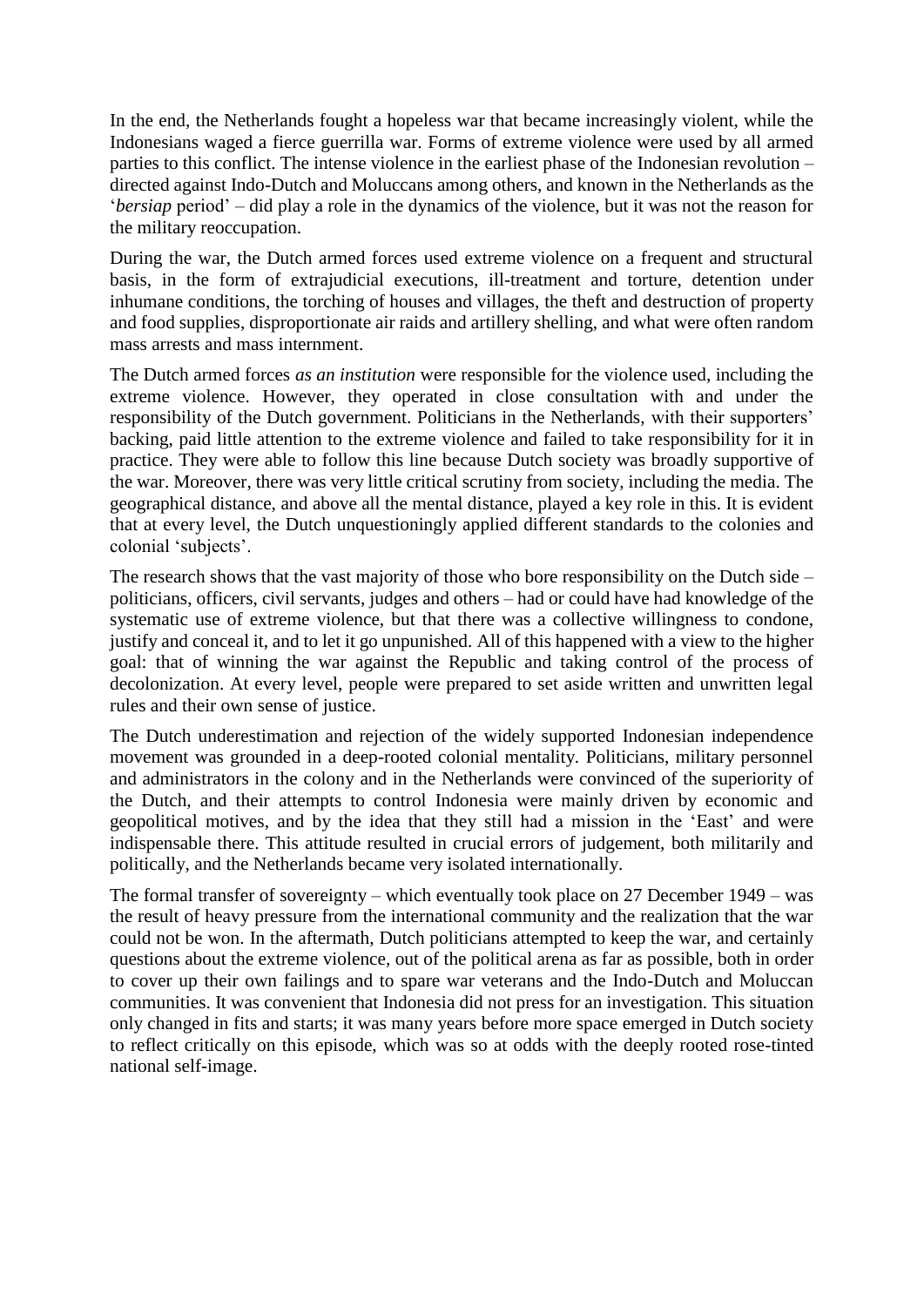In the end, the Netherlands fought a hopeless war that became increasingly violent, while the Indonesians waged a fierce guerrilla war. Forms of extreme violence were used by all armed parties to this conflict. The intense violence in the earliest phase of the Indonesian revolution – directed against Indo-Dutch and Moluccans among others, and known in the Netherlands as the '*bersiap* period' – did play a role in the dynamics of the violence, but it was not the reason for the military reoccupation.

During the war, the Dutch armed forces used extreme violence on a frequent and structural basis, in the form of extrajudicial executions, ill-treatment and torture, detention under inhumane conditions, the torching of houses and villages, the theft and destruction of property and food supplies, disproportionate air raids and artillery shelling, and what were often random mass arrests and mass internment.

The Dutch armed forces *as an institution* were responsible for the violence used, including the extreme violence. However, they operated in close consultation with and under the responsibility of the Dutch government. Politicians in the Netherlands, with their supporters' backing, paid little attention to the extreme violence and failed to take responsibility for it in practice. They were able to follow this line because Dutch society was broadly supportive of the war. Moreover, there was very little critical scrutiny from society, including the media. The geographical distance, and above all the mental distance, played a key role in this. It is evident that at every level, the Dutch unquestioningly applied different standards to the colonies and colonial 'subjects'.

The research shows that the vast majority of those who bore responsibility on the Dutch side – politicians, officers, civil servants, judges and others – had or could have had knowledge of the systematic use of extreme violence, but that there was a collective willingness to condone, justify and conceal it, and to let it go unpunished. All of this happened with a view to the higher goal: that of winning the war against the Republic and taking control of the process of decolonization. At every level, people were prepared to set aside written and unwritten legal rules and their own sense of justice.

The Dutch underestimation and rejection of the widely supported Indonesian independence movement was grounded in a deep-rooted colonial mentality. Politicians, military personnel and administrators in the colony and in the Netherlands were convinced of the superiority of the Dutch, and their attempts to control Indonesia were mainly driven by economic and geopolitical motives, and by the idea that they still had a mission in the 'East' and were indispensable there. This attitude resulted in crucial errors of judgement, both militarily and politically, and the Netherlands became very isolated internationally.

The formal transfer of sovereignty – which eventually took place on 27 December 1949 – was the result of heavy pressure from the international community and the realization that the war could not be won. In the aftermath, Dutch politicians attempted to keep the war, and certainly questions about the extreme violence, out of the political arena as far as possible, both in order to cover up their own failings and to spare war veterans and the Indo-Dutch and Moluccan communities. It was convenient that Indonesia did not press for an investigation. This situation only changed in fits and starts; it was many years before more space emerged in Dutch society to reflect critically on this episode, which was so at odds with the deeply rooted rose-tinted national self-image.